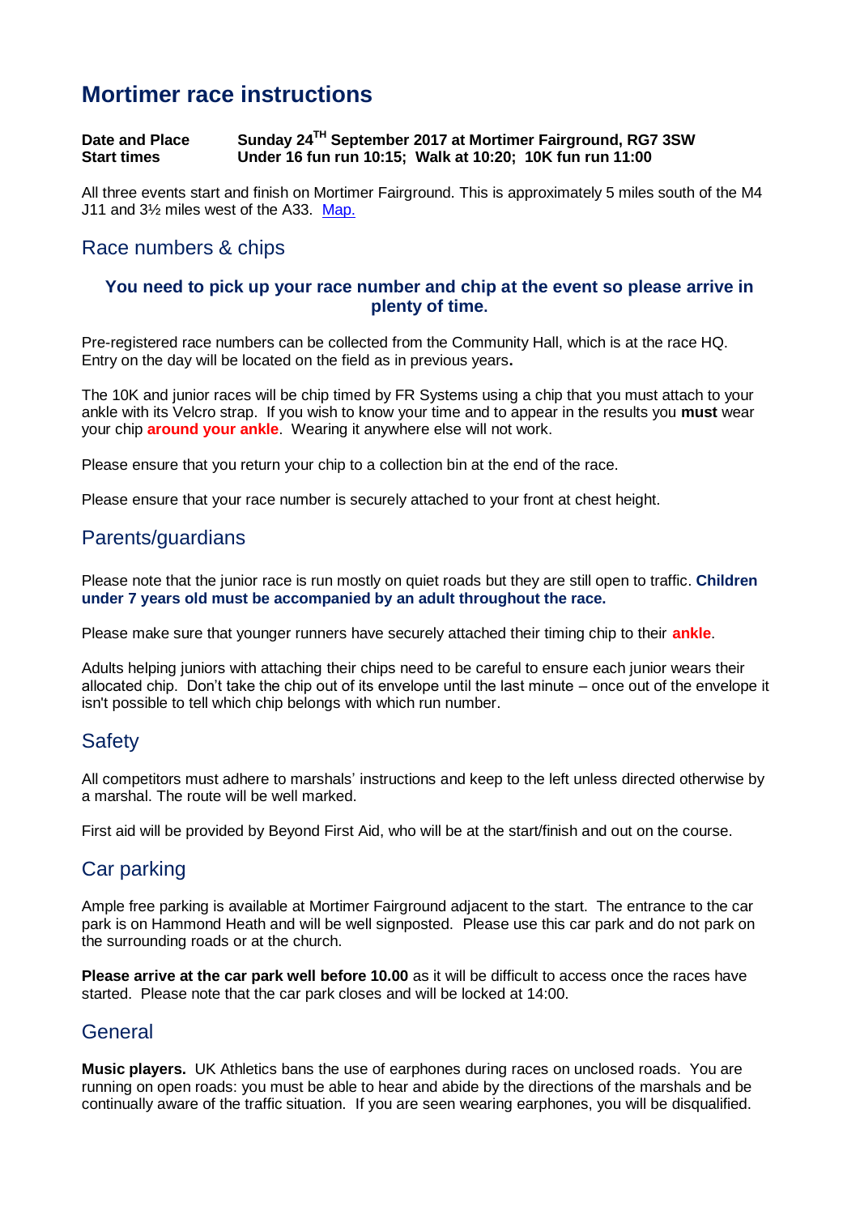# Mortimer race instructions

**Date and Place** **Sunday 24TH September 2017 at Mortimer Fairground, RG7 3SW**
**Start times** **Under 16 fun run 10:15; Walk at 10:20; 10K fun run 11:00**

All three events start and finish on Mortimer Fairground. This is approximately 5 miles south of the M4 J11 and 3½ miles west of the A33. [Map.]

## Race numbers & chips

**You need to pick up your race number and chip at the event so please arrive in plenty of time.**

Pre-registered race numbers can be collected from the Community Hall, which is at the race HQ. Entry on the day will be located on the field as in previous years**.**

The 10K and junior races will be chip timed by FR Systems using a chip that you must attach to your ankle with its Velcro strap. If you wish to know your time and to appear in the results you **must** wear your chip **around your ankle**. Wearing it anywhere else will not work.

Please ensure that you return your chip to a collection bin at the end of the race.

Please ensure that your race number is securely attached to your front at chest height.

## Parents/guardians

Please note that the junior race is run mostly on quiet roads but they are still open to traffic. **Children under 7 years old must be accompanied by an adult throughout the race.**

Please make sure that younger runners have securely attached their timing chip to their **ankle**.

Adults helping juniors with attaching their chips need to be careful to ensure each junior wears their allocated chip. Don't take the chip out of its envelope until the last minute – once out of the envelope it isn't possible to tell which chip belongs with which run number.

## Safety

All competitors must adhere to marshals' instructions and keep to the left unless directed otherwise by a marshal. The route will be well marked.

First aid will be provided by Beyond First Aid, who will be at the start/finish and out on the course.

## Car parking

Ample free parking is available at Mortimer Fairground adjacent to the start. The entrance to the car park is on Hammond Heath and will be well signposted. Please use this car park and do not park on the surrounding roads or at the church.

**Please arrive at the car park well before 10.00** as it will be difficult to access once the races have started. Please note that the car park closes and will be locked at 14:00.

## General

**Music players.** UK Athletics bans the use of earphones during races on unclosed roads. You are running on open roads: you must be able to hear and abide by the directions of the marshals and be continually aware of the traffic situation. If you are seen wearing earphones, you will be disqualified.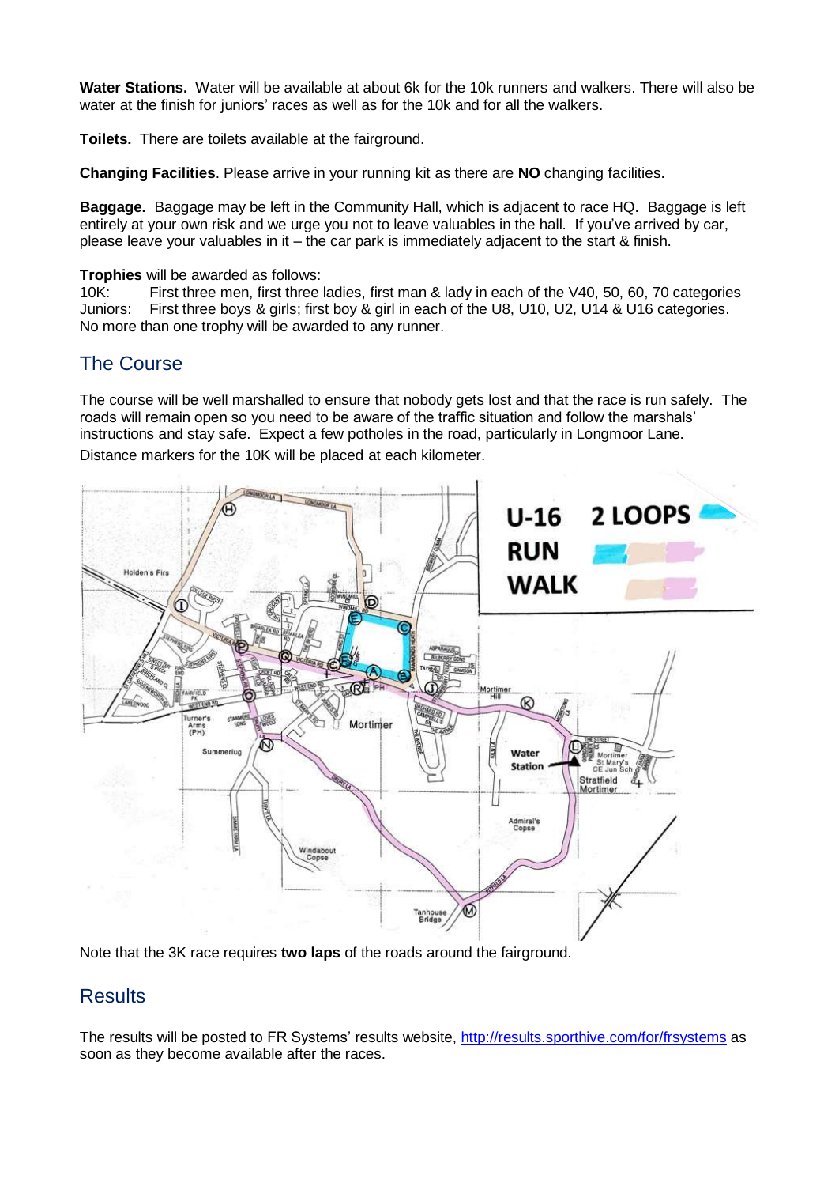**Water Stations.** Water will be available at about 6k for the 10k runners and walkers. There will also be water at the finish for juniors' races as well as for the 10k and for all the walkers.

**Toilets.** There are toilets available at the fairground.

**Changing Facilities**. Please arrive in your running kit as there are **NO** changing facilities.

**Baggage.** Baggage may be left in the Community Hall, which is adjacent to race HQ. Baggage is left entirely at your own risk and we urge you not to leave valuables in the hall. If you've arrived by car, please leave your valuables in it – the car park is immediately adjacent to the start & finish.

**Trophies** will be awarded as follows:

10K: First three men, first three ladies, first man & lady in each of the V40, 50, 60, 70 categories

Juniors: First three boys & girls; first boy & girl in each of the U8, U10, U2, U14 & U16 categories.

No more than one trophy will be awarded to any runner.

## The Course

The course will be well marshalled to ensure that nobody gets lost and that the race is run safely. The roads will remain open so you need to be aware of the traffic situation and follow the marshals' instructions and stay safe. Expect a few potholes in the road, particularly in Longmoor Lane.

Distance markers for the 10K will be placed at each kilometer.

U-16 2 LOOPS

RUN

WALK

Water Station

Note that the 3K race requires **two laps** of the roads around the fairground.

## Results

The results will be posted to FR Systems' results website, http://results.sporthive.com/for/frsystems as soon as they become available after the races.